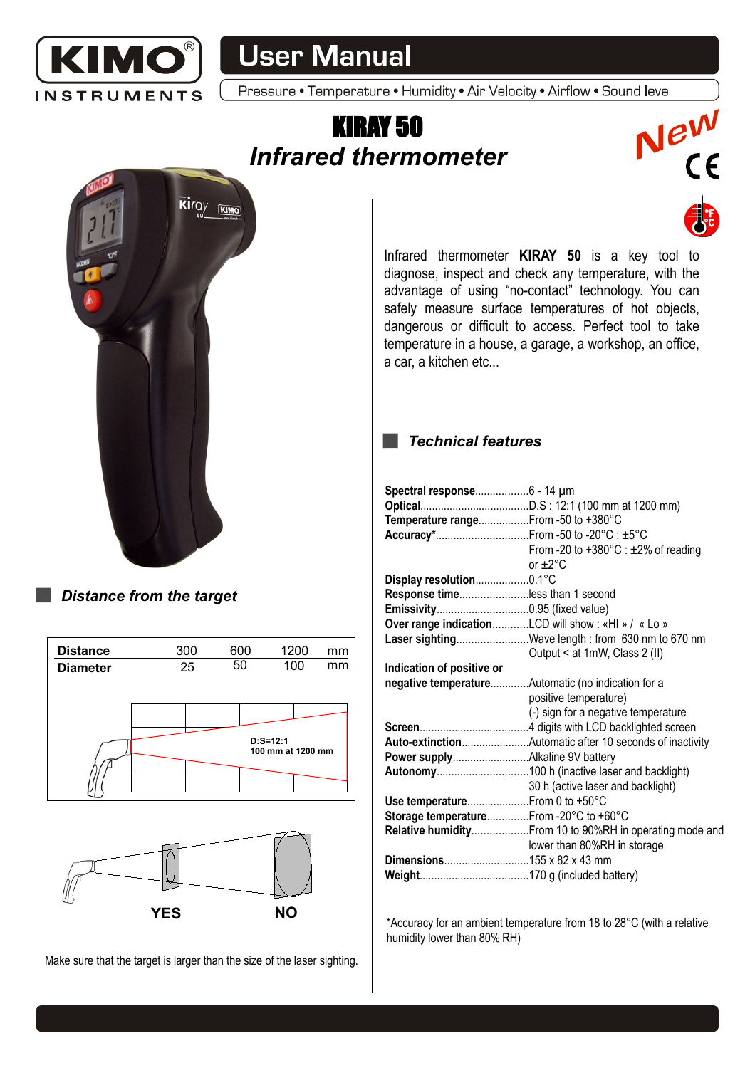# User Manual

Pressure • Temperature • Humidity • Air Velocity • Airflow • Sound level

# KIRAY 50

## *Infrared thermometer*

*New*

Infrared thermometer **KIRAY 50** is a key tool to diagnose, inspect and check any temperature, with the advantage of using "no-contact" technology. You can safely measure surface temperatures of hot objects, dangerous or difficult to access. Perfect tool to take temperature in a house, a garage, a workshop, an office, a car, a kitchen etc...

## *Distance from the target*

| **Distance** | 300 | 600 | 1200 | mm |
|---|---|---|---|---|
| **Diameter** | 25 | 50 | 100 | mm |

D:S=12:1
100 mm at 1200 mm

**YES** **NO**

Make sure that the target is larger than the size of the laser sighting.

## *Technical features*

**Spectral response**..................6 - 14 µm
**Optical**.....................................D.S : 12:1 (100 mm at 1200 mm)
**Temperature range**.................From -50 to +380°C
**Accuracy***...............................From -50 to -20°C : ±5°C
From -20 to +380°C : ±2% of reading or ±2°C
**Display resolution**..................0.1°C
**Response time**.......................less than 1 second
**Emissivity**...............................0.95 (fixed value)
**Over range indication**............LCD will show : «HI » / « Lo »
**Laser sighting**........................Wave length : from 630 nm to 670 nm
Output < at 1mW, Class 2 (II)
**Indication of positive or negative temperature**.............Automatic (no indication for a positive temperature)
(-) sign for a negative temperature
**Screen**.....................................4 digits with LCD backlighted screen
**Auto-extinction**.......................Automatic after 10 seconds of inactivity
**Power supply**..........................Alkaline 9V battery
**Autonomy**...............................100 h (inactive laser and backlight)
30 h (active laser and backlight)
**Use temperature**.....................From 0 to +50°C
**Storage temperature**..............From -20°C to +60°C
**Relative humidity**...................From 10 to 90%RH in operating mode and lower than 80%RH in storage
**Dimensions**.............................155 x 82 x 43 mm
**Weight**.....................................170 g (included battery)

*Accuracy for an ambient temperature from 18 to 28°C (with a relative humidity lower than 80% RH)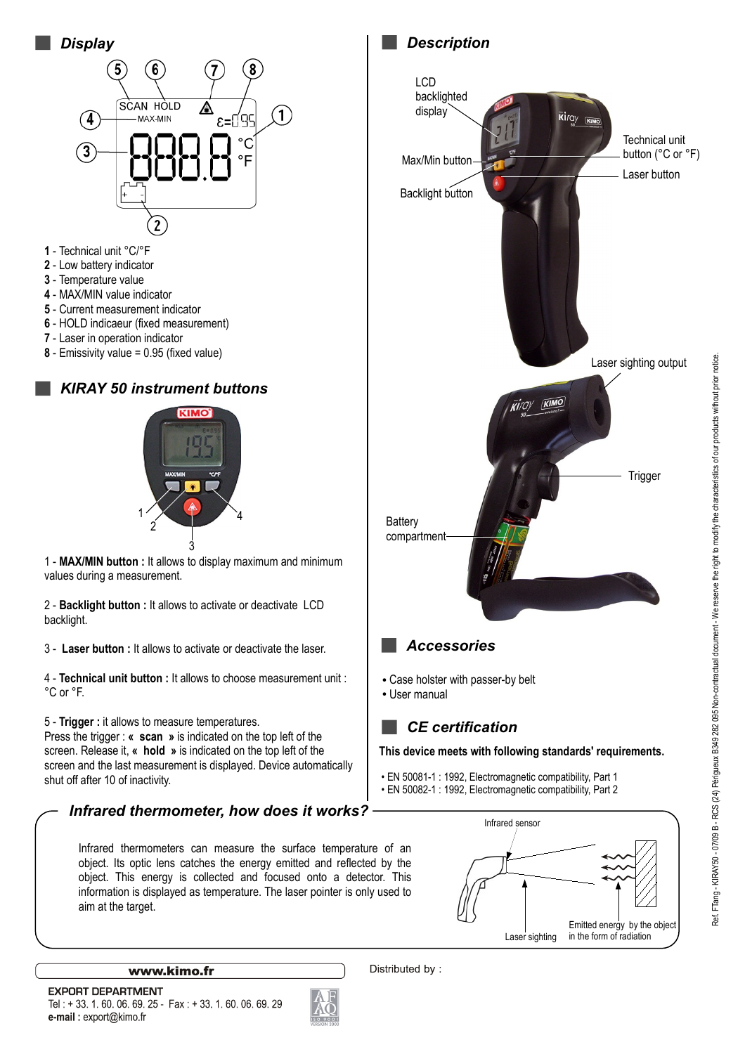## Display

SCAN HOLD
MAX-MIN
ε=0.95
888.8
°C
°F

**1** - Technical unit °C/°F
**2** - Low battery indicator
**3** - Temperature value
**4** - MAX/MIN value indicator
**5** - Current measurement indicator
**6** - HOLD indicaeur (fixed measurement)
**7** - Laser in operation indicator
**8** - Emissivity value = 0.95 (fixed value)

## KIRAY 50 instrument buttons

1 - **MAX/MIN button :** It allows to display maximum and minimum values during a measurement.

2 - **Backlight button :** It allows to activate or deactivate LCD backlight.

3 - **Laser button :** It allows to activate or deactivate the laser.

4 - **Technical unit button :** It allows to choose measurement unit : °C or °F.

5 - **Trigger :** it allows to measure temperatures.
Press the trigger : **« scan »** is indicated on the top left of the screen. Release it, **« hold »** is indicated on the top left of the screen and the last measurement is displayed. Device automatically shut off after 10 of inactivity.

## Description

LCD backlighted display
Max/Min button
Backlight button
Technical unit button (°C or °F)
Laser button
Laser sighting output
Trigger
Battery compartment

## Accessories

- Case holster with passer-by belt
- User manual

## CE certification

**This device meets with following standards' requirements.**

- EN 50081-1 : 1992, Electromagnetic compatibility, Part 1
- EN 50082-1 : 1992, Electromagnetic compatibility, Part 2

## Infrared thermometer, how does it works?

Infrared thermometers can measure the surface temperature of an object. Its optic lens catches the energy emitted and reflected by the object. This energy is collected and focused onto a detector. This information is displayed as temperature. The laser pointer is only used to aim at the target.

Infrared sensor
Laser sighting
Emitted energy by the object in the form of radiation

**www.kimo.fr**

Distributed by :

**EXPORT DEPARTMENT**
Tel : + 33. 1. 60. 06. 69. 25 - Fax : + 33. 1. 60. 06. 69. 29
**e-mail :** export@kimo.fr

Ref. FTang - KIRAY50 - 07/09 B - RCS (24) Périgueux B349 282 095 Non-contractual document - We reserve the right to modify the characteristics of our products without prior notice.